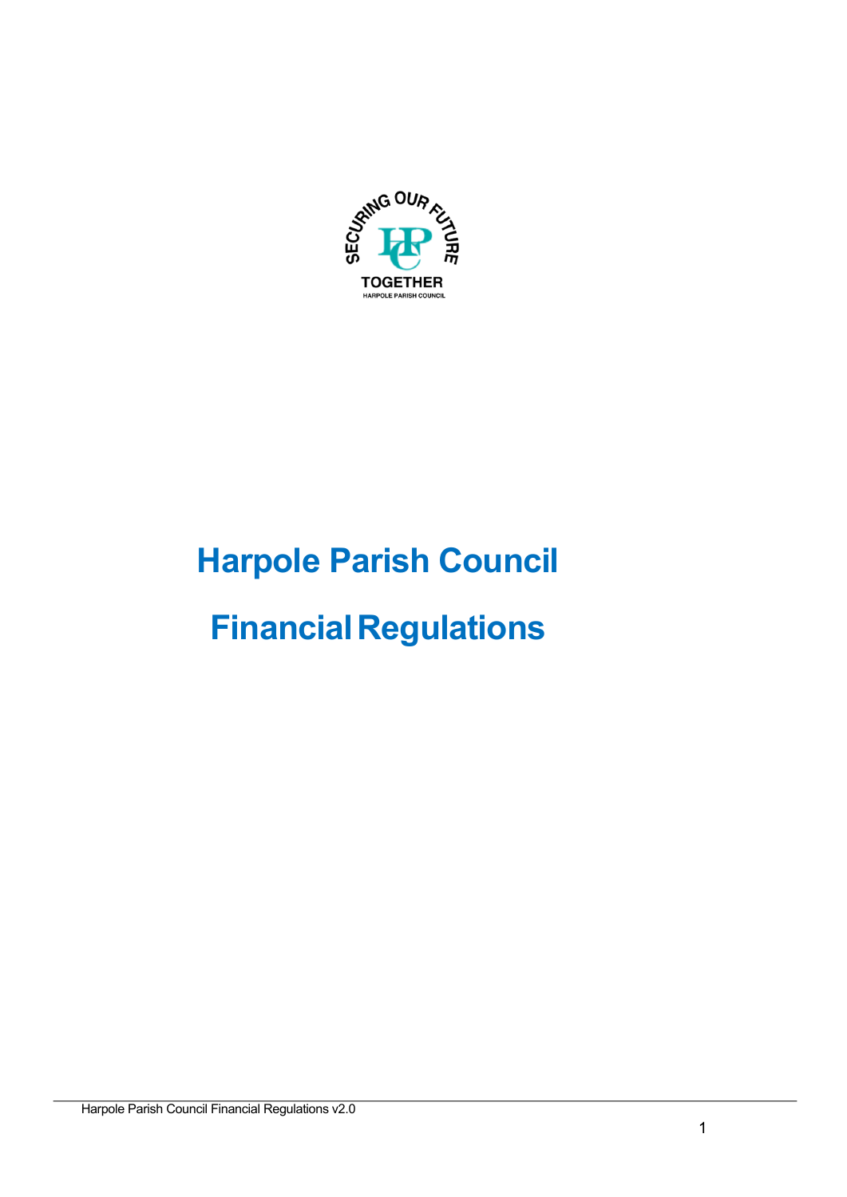# Harpole Parish Council

# Financial Regulations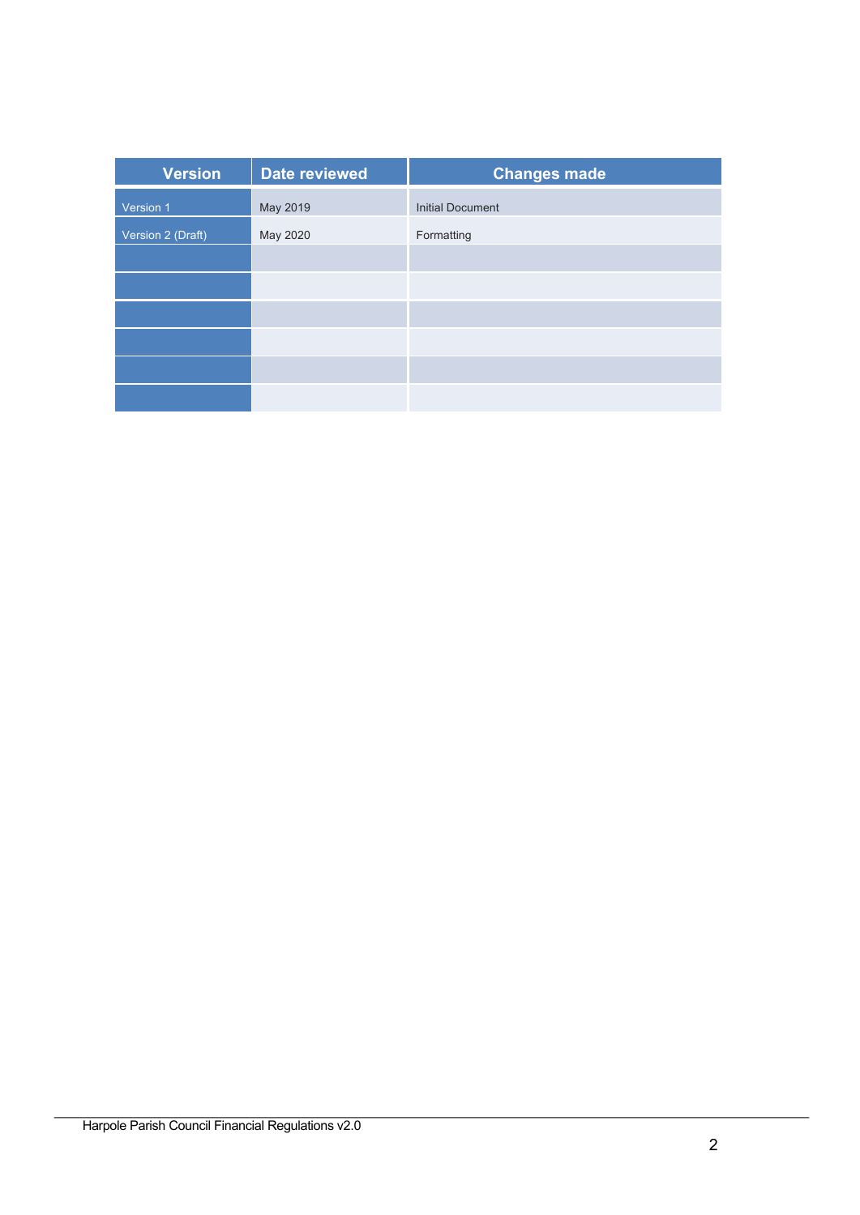| Version | Date reviewed | Changes made |
| --- | --- | --- |
| Version 1 | May 2019 | Initial Document |
| Version 2 (Draft) | May 2020 | Formatting |
| | | |
| | | |
| | | |
| | | |
| | | |
| | | |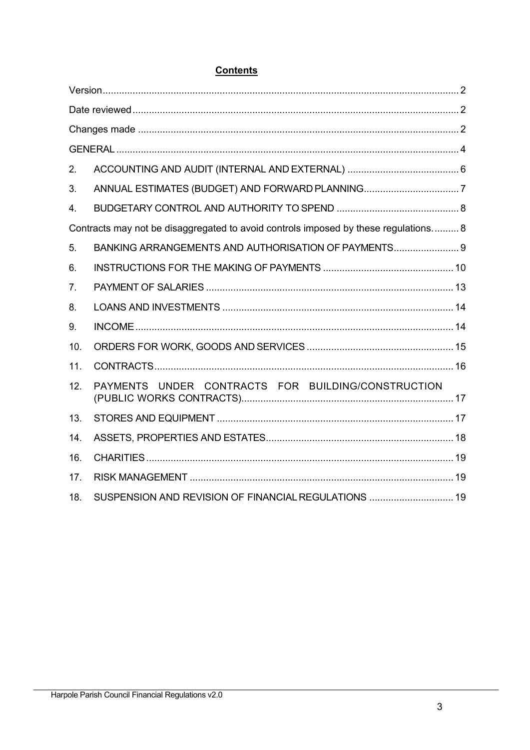**Contents**

Version .......... 2

Date reviewed .......... 2

Changes made .......... 2

GENERAL .......... 4

2. ACCOUNTING AND AUDIT (INTERNAL AND EXTERNAL) .......... 6
3. ANNUAL ESTIMATES (BUDGET) AND FORWARD PLANNING .......... 7
4. BUDGETARY CONTROL AND AUTHORITY TO SPEND .......... 8

Contracts may not be disaggregated to avoid controls imposed by these regulations. .......... 8

5. BANKING ARRANGEMENTS AND AUTHORISATION OF PAYMENTS .......... 9
6. INSTRUCTIONS FOR THE MAKING OF PAYMENTS .......... 10
7. PAYMENT OF SALARIES .......... 13
8. LOANS AND INVESTMENTS .......... 14
9. INCOME .......... 14
10. ORDERS FOR WORK, GOODS AND SERVICES .......... 15
11. CONTRACTS .......... 16
12. PAYMENTS UNDER CONTRACTS FOR BUILDING/CONSTRUCTION (PUBLIC WORKS CONTRACTS) .......... 17
13. STORES AND EQUIPMENT .......... 17
14. ASSETS, PROPERTIES AND ESTATES .......... 18
16. CHARITIES .......... 19
17. RISK MANAGEMENT .......... 19
18. SUSPENSION AND REVISION OF FINANCIAL REGULATIONS .......... 19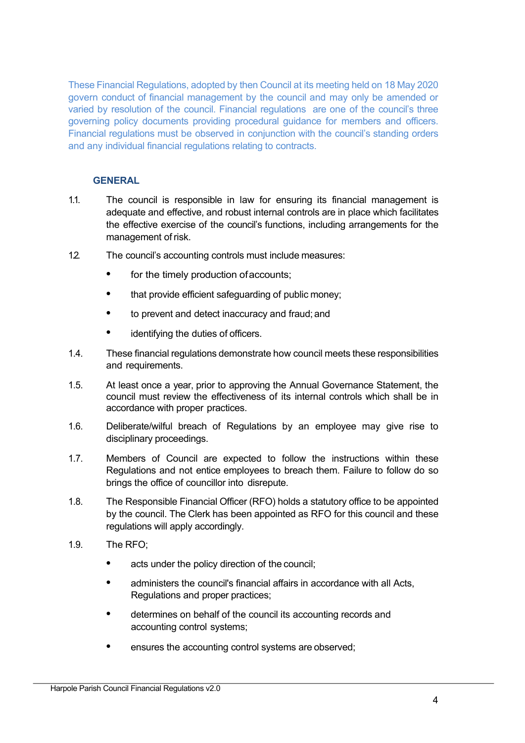These Financial Regulations, adopted by then Council at its meeting held on 18 May 2020 govern conduct of financial management by the council and may only be amended or varied by resolution of the council. Financial regulations are one of the council's three governing policy documents providing procedural guidance for members and officers. Financial regulations must be observed in conjunction with the council's standing orders and any individual financial regulations relating to contracts.

## GENERAL

1.1. The council is responsible in law for ensuring its financial management is adequate and effective, and robust internal controls are in place which facilitates the effective exercise of the council's functions, including arrangements for the management of risk.

1.2 The council's accounting controls must include measures:

- for the timely production of accounts;
- that provide efficient safeguarding of public money;
- to prevent and detect inaccuracy and fraud; and
- identifying the duties of officers.

1.4. These financial regulations demonstrate how council meets these responsibilities and requirements.

1.5. At least once a year, prior to approving the Annual Governance Statement, the council must review the effectiveness of its internal controls which shall be in accordance with proper practices.

1.6. Deliberate/wilful breach of Regulations by an employee may give rise to disciplinary proceedings.

1.7. Members of Council are expected to follow the instructions within these Regulations and not entice employees to breach them. Failure to follow do so brings the office of councillor into disrepute.

1.8. The Responsible Financial Officer (RFO) holds a statutory office to be appointed by the council. The Clerk has been appointed as RFO for this council and these regulations will apply accordingly.

1.9. The RFO;

- acts under the policy direction of the council;
- administers the council's financial affairs in accordance with all Acts, Regulations and proper practices;
- determines on behalf of the council its accounting records and accounting control systems;
- ensures the accounting control systems are observed;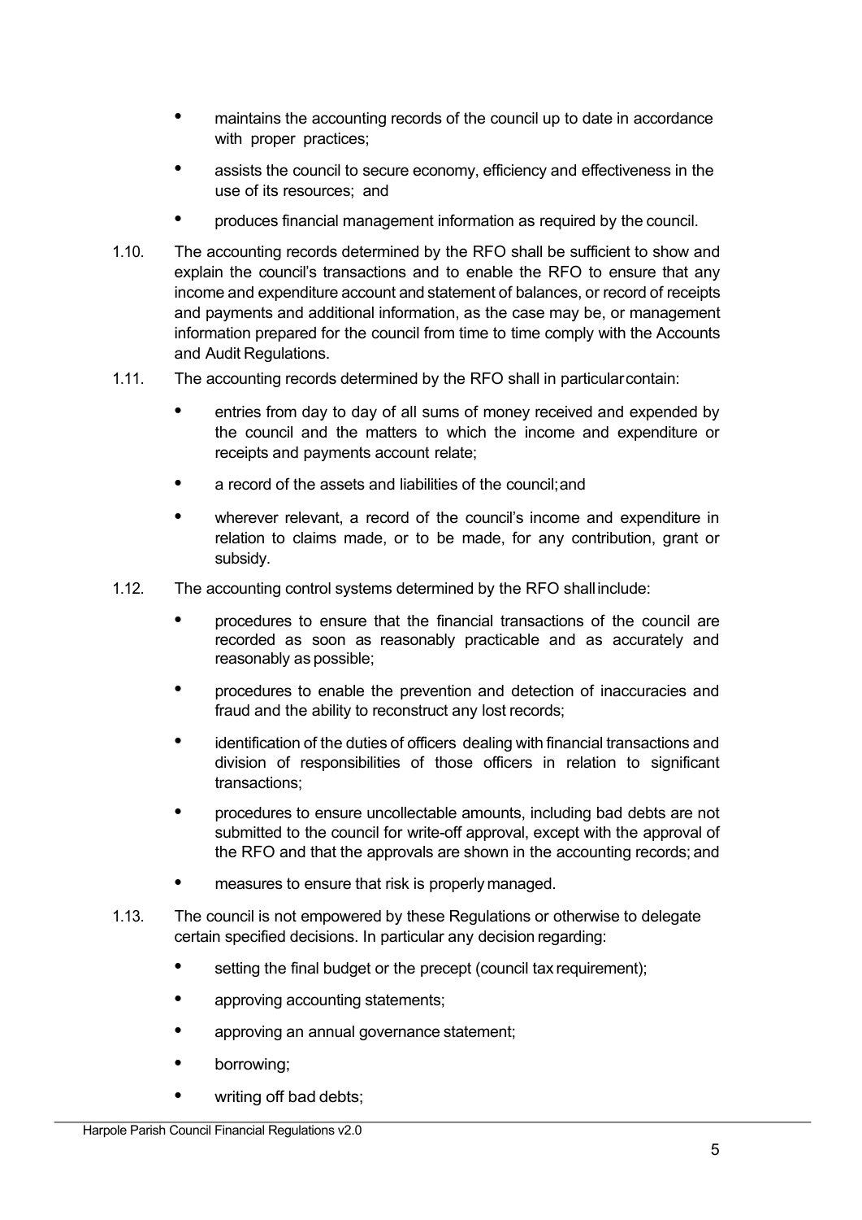- maintains the accounting records of the council up to date in accordance with proper practices;
- assists the council to secure economy, efficiency and effectiveness in the use of its resources; and
- produces financial management information as required by the council.

1.10. The accounting records determined by the RFO shall be sufficient to show and explain the council's transactions and to enable the RFO to ensure that any income and expenditure account and statement of balances, or record of receipts and payments and additional information, as the case may be, or management information prepared for the council from time to time comply with the Accounts and Audit Regulations.

1.11. The accounting records determined by the RFO shall in particular contain:

- entries from day to day of all sums of money received and expended by the council and the matters to which the income and expenditure or receipts and payments account relate;
- a record of the assets and liabilities of the council; and
- wherever relevant, a record of the council's income and expenditure in relation to claims made, or to be made, for any contribution, grant or subsidy.

1.12. The accounting control systems determined by the RFO shall include:

- procedures to ensure that the financial transactions of the council are recorded as soon as reasonably practicable and as accurately and reasonably as possible;
- procedures to enable the prevention and detection of inaccuracies and fraud and the ability to reconstruct any lost records;
- identification of the duties of officers dealing with financial transactions and division of responsibilities of those officers in relation to significant transactions;
- procedures to ensure uncollectable amounts, including bad debts are not submitted to the council for write-off approval, except with the approval of the RFO and that the approvals are shown in the accounting records; and
- measures to ensure that risk is properly managed.

1.13. The council is not empowered by these Regulations or otherwise to delegate certain specified decisions. In particular any decision regarding:

- setting the final budget or the precept (council tax requirement);
- approving accounting statements;
- approving an annual governance statement;
- borrowing;
- writing off bad debts;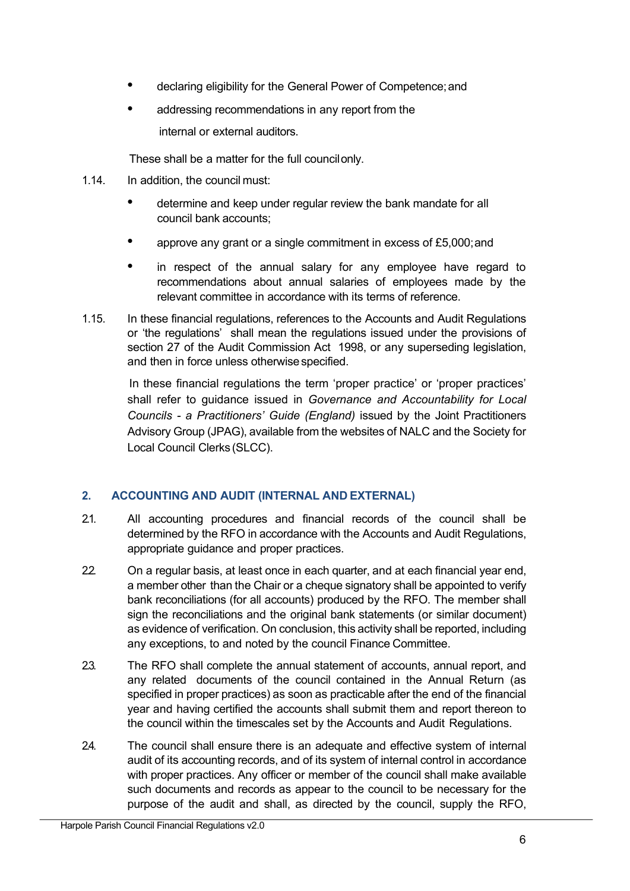- declaring eligibility for the General Power of Competence; and
- addressing recommendations in any report from the internal or external auditors.

These shall be a matter for the full council only.

1.14. In addition, the council must:

- determine and keep under regular review the bank mandate for all council bank accounts;
- approve any grant or a single commitment in excess of £5,000; and
- in respect of the annual salary for any employee have regard to recommendations about annual salaries of employees made by the relevant committee in accordance with its terms of reference.

1.15. In these financial regulations, references to the Accounts and Audit Regulations or 'the regulations' shall mean the regulations issued under the provisions of section 27 of the Audit Commission Act 1998, or any superseding legislation, and then in force unless otherwise specified.

In these financial regulations the term 'proper practice' or 'proper practices' shall refer to guidance issued in *Governance and Accountability for Local Councils - a Practitioners' Guide (England)* issued by the Joint Practitioners Advisory Group (JPAG), available from the websites of NALC and the Society for Local Council Clerks (SLCC).

## 2. ACCOUNTING AND AUDIT (INTERNAL AND EXTERNAL)

2.1. All accounting procedures and financial records of the council shall be determined by the RFO in accordance with the Accounts and Audit Regulations, appropriate guidance and proper practices.

2.2. On a regular basis, at least once in each quarter, and at each financial year end, a member other than the Chair or a cheque signatory shall be appointed to verify bank reconciliations (for all accounts) produced by the RFO. The member shall sign the reconciliations and the original bank statements (or similar document) as evidence of verification. On conclusion, this activity shall be reported, including any exceptions, to and noted by the council Finance Committee.

2.3. The RFO shall complete the annual statement of accounts, annual report, and any related documents of the council contained in the Annual Return (as specified in proper practices) as soon as practicable after the end of the financial year and having certified the accounts shall submit them and report thereon to the council within the timescales set by the Accounts and Audit Regulations.

2.4. The council shall ensure there is an adequate and effective system of internal audit of its accounting records, and of its system of internal control in accordance with proper practices. Any officer or member of the council shall make available such documents and records as appear to the council to be necessary for the purpose of the audit and shall, as directed by the council, supply the RFO,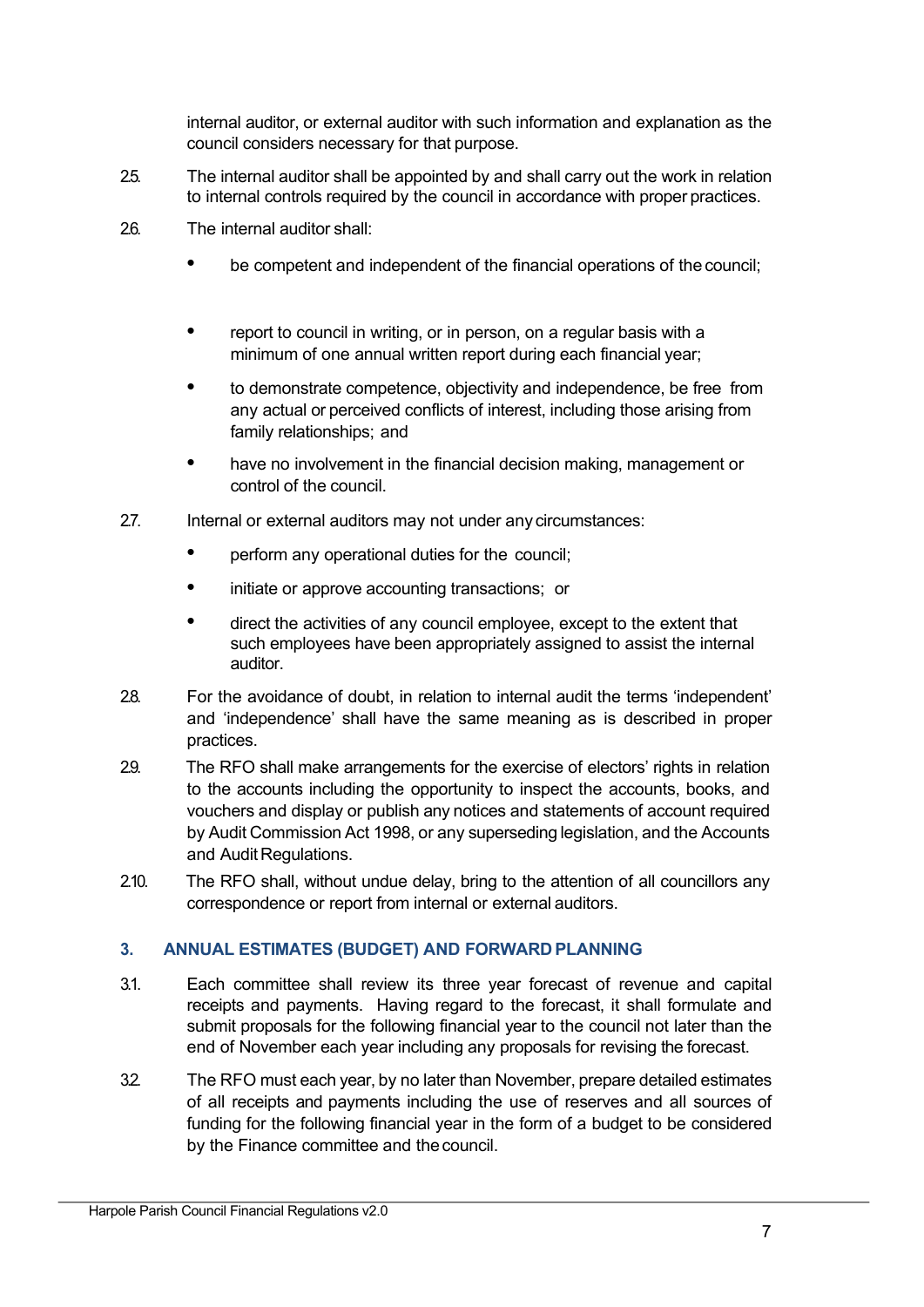internal auditor, or external auditor with such information and explanation as the council considers necessary for that purpose.

2.5. The internal auditor shall be appointed by and shall carry out the work in relation to internal controls required by the council in accordance with proper practices.

2.6. The internal auditor shall:

- be competent and independent of the financial operations of the council;
- report to council in writing, or in person, on a regular basis with a minimum of one annual written report during each financial year;
- to demonstrate competence, objectivity and independence, be free from any actual or perceived conflicts of interest, including those arising from family relationships; and
- have no involvement in the financial decision making, management or control of the council.

2.7. Internal or external auditors may not under any circumstances:

- perform any operational duties for the council;
- initiate or approve accounting transactions; or
- direct the activities of any council employee, except to the extent that such employees have been appropriately assigned to assist the internal auditor.

2.8. For the avoidance of doubt, in relation to internal audit the terms 'independent' and 'independence' shall have the same meaning as is described in proper practices.

2.9. The RFO shall make arrangements for the exercise of electors' rights in relation to the accounts including the opportunity to inspect the accounts, books, and vouchers and display or publish any notices and statements of account required by Audit Commission Act 1998, or any superseding legislation, and the Accounts and Audit Regulations.

2.10. The RFO shall, without undue delay, bring to the attention of all councillors any correspondence or report from internal or external auditors.

## 3. ANNUAL ESTIMATES (BUDGET) AND FORWARD PLANNING

3.1. Each committee shall review its three year forecast of revenue and capital receipts and payments. Having regard to the forecast, it shall formulate and submit proposals for the following financial year to the council not later than the end of November each year including any proposals for revising the forecast.

3.2. The RFO must each year, by no later than November, prepare detailed estimates of all receipts and payments including the use of reserves and all sources of funding for the following financial year in the form of a budget to be considered by the Finance committee and the council.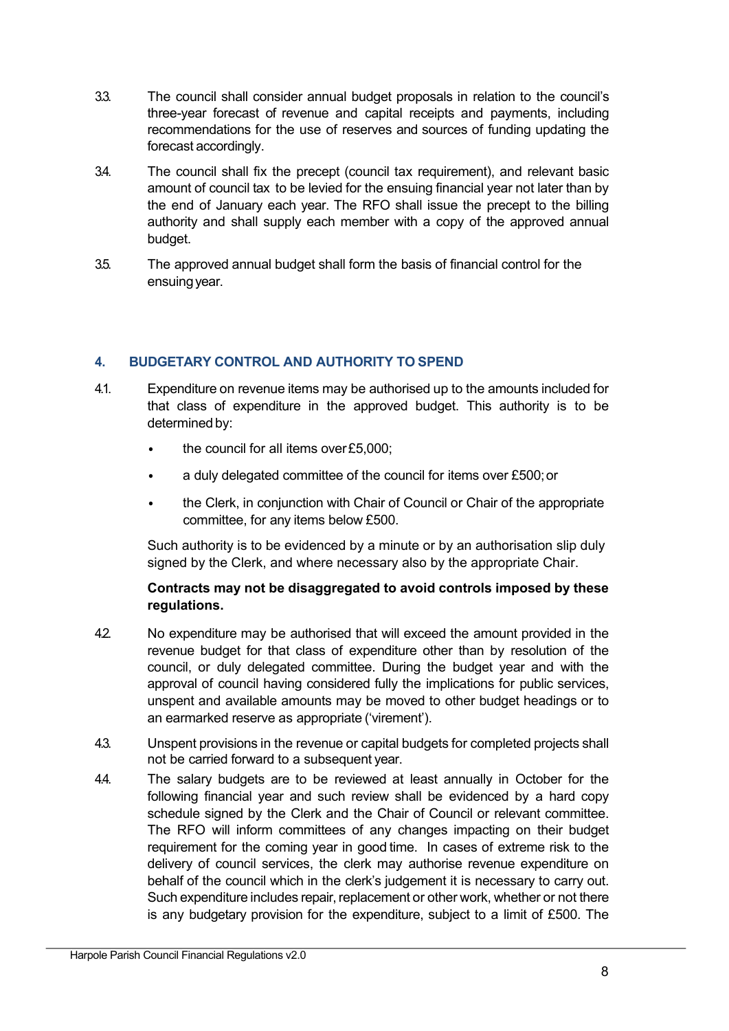3.3. The council shall consider annual budget proposals in relation to the council's three-year forecast of revenue and capital receipts and payments, including recommendations for the use of reserves and sources of funding updating the forecast accordingly.

3.4. The council shall fix the precept (council tax requirement), and relevant basic amount of council tax to be levied for the ensuing financial year not later than by the end of January each year. The RFO shall issue the precept to the billing authority and shall supply each member with a copy of the approved annual budget.

3.5. The approved annual budget shall form the basis of financial control for the ensuing year.

## 4. BUDGETARY CONTROL AND AUTHORITY TO SPEND

4.1. Expenditure on revenue items may be authorised up to the amounts included for that class of expenditure in the approved budget. This authority is to be determined by:

- the council for all items over £5,000;
- a duly delegated committee of the council for items over £500; or
- the Clerk, in conjunction with Chair of Council or Chair of the appropriate committee, for any items below £500.

Such authority is to be evidenced by a minute or by an authorisation slip duly signed by the Clerk, and where necessary also by the appropriate Chair.

**Contracts may not be disaggregated to avoid controls imposed by these regulations.**

4.2. No expenditure may be authorised that will exceed the amount provided in the revenue budget for that class of expenditure other than by resolution of the council, or duly delegated committee. During the budget year and with the approval of council having considered fully the implications for public services, unspent and available amounts may be moved to other budget headings or to an earmarked reserve as appropriate ('virement').

4.3. Unspent provisions in the revenue or capital budgets for completed projects shall not be carried forward to a subsequent year.

4.4. The salary budgets are to be reviewed at least annually in October for the following financial year and such review shall be evidenced by a hard copy schedule signed by the Clerk and the Chair of Council or relevant committee. The RFO will inform committees of any changes impacting on their budget requirement for the coming year in good time. In cases of extreme risk to the delivery of council services, the clerk may authorise revenue expenditure on behalf of the council which in the clerk's judgement it is necessary to carry out. Such expenditure includes repair, replacement or other work, whether or not there is any budgetary provision for the expenditure, subject to a limit of £500. The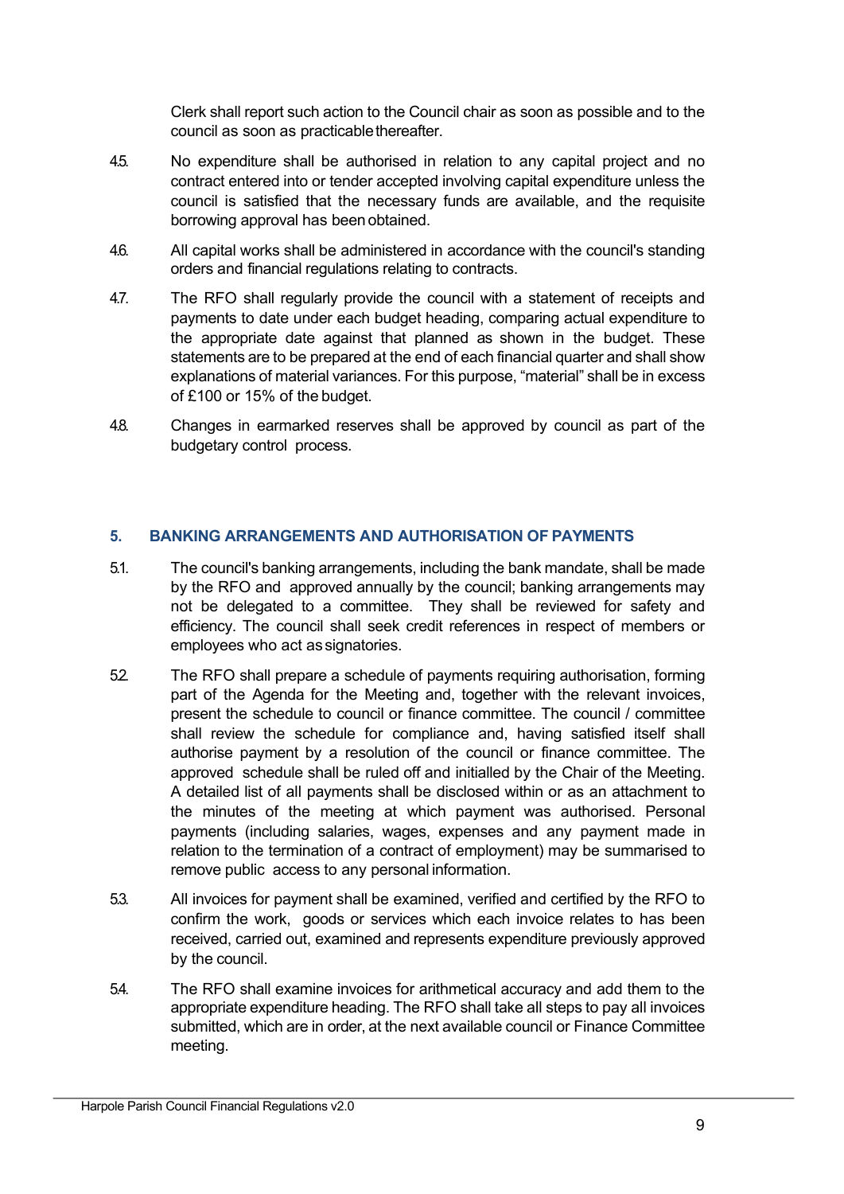Clerk shall report such action to the Council chair as soon as possible and to the council as soon as practicable thereafter.

4.5. No expenditure shall be authorised in relation to any capital project and no contract entered into or tender accepted involving capital expenditure unless the council is satisfied that the necessary funds are available, and the requisite borrowing approval has been obtained.

4.6. All capital works shall be administered in accordance with the council's standing orders and financial regulations relating to contracts.

4.7. The RFO shall regularly provide the council with a statement of receipts and payments to date under each budget heading, comparing actual expenditure to the appropriate date against that planned as shown in the budget. These statements are to be prepared at the end of each financial quarter and shall show explanations of material variances. For this purpose, "material" shall be in excess of £100 or 15% of the budget.

4.8. Changes in earmarked reserves shall be approved by council as part of the budgetary control process.

## 5. BANKING ARRANGEMENTS AND AUTHORISATION OF PAYMENTS

5.1. The council's banking arrangements, including the bank mandate, shall be made by the RFO and approved annually by the council; banking arrangements may not be delegated to a committee. They shall be reviewed for safety and efficiency. The council shall seek credit references in respect of members or employees who act as signatories.

5.2. The RFO shall prepare a schedule of payments requiring authorisation, forming part of the Agenda for the Meeting and, together with the relevant invoices, present the schedule to council or finance committee. The council / committee shall review the schedule for compliance and, having satisfied itself shall authorise payment by a resolution of the council or finance committee. The approved schedule shall be ruled off and initialled by the Chair of the Meeting. A detailed list of all payments shall be disclosed within or as an attachment to the minutes of the meeting at which payment was authorised. Personal payments (including salaries, wages, expenses and any payment made in relation to the termination of a contract of employment) may be summarised to remove public access to any personal information.

5.3. All invoices for payment shall be examined, verified and certified by the RFO to confirm the work, goods or services which each invoice relates to has been received, carried out, examined and represents expenditure previously approved by the council.

5.4. The RFO shall examine invoices for arithmetical accuracy and add them to the appropriate expenditure heading. The RFO shall take all steps to pay all invoices submitted, which are in order, at the next available council or Finance Committee meeting.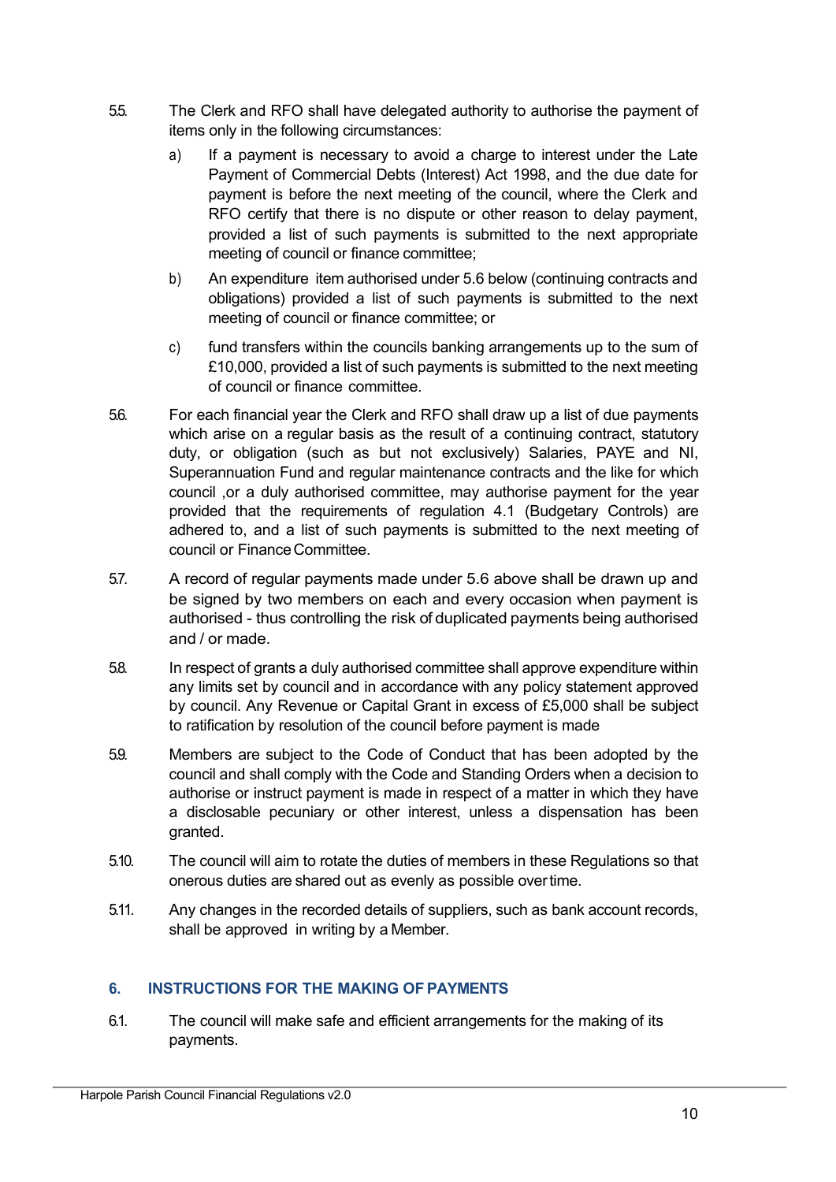5.5. The Clerk and RFO shall have delegated authority to authorise the payment of items only in the following circumstances:

a) If a payment is necessary to avoid a charge to interest under the Late Payment of Commercial Debts (Interest) Act 1998, and the due date for payment is before the next meeting of the council, where the Clerk and RFO certify that there is no dispute or other reason to delay payment, provided a list of such payments is submitted to the next appropriate meeting of council or finance committee;

b) An expenditure item authorised under 5.6 below (continuing contracts and obligations) provided a list of such payments is submitted to the next meeting of council or finance committee; or

c) fund transfers within the councils banking arrangements up to the sum of £10,000, provided a list of such payments is submitted to the next meeting of council or finance committee.

5.6. For each financial year the Clerk and RFO shall draw up a list of due payments which arise on a regular basis as the result of a continuing contract, statutory duty, or obligation (such as but not exclusively) Salaries, PAYE and NI, Superannuation Fund and regular maintenance contracts and the like for which council ,or a duly authorised committee, may authorise payment for the year provided that the requirements of regulation 4.1 (Budgetary Controls) are adhered to, and a list of such payments is submitted to the next meeting of council or Finance Committee.

5.7. A record of regular payments made under 5.6 above shall be drawn up and be signed by two members on each and every occasion when payment is authorised - thus controlling the risk of duplicated payments being authorised and / or made.

5.8. In respect of grants a duly authorised committee shall approve expenditure within any limits set by council and in accordance with any policy statement approved by council. Any Revenue or Capital Grant in excess of £5,000 shall be subject to ratification by resolution of the council before payment is made

5.9. Members are subject to the Code of Conduct that has been adopted by the council and shall comply with the Code and Standing Orders when a decision to authorise or instruct payment is made in respect of a matter in which they have a disclosable pecuniary or other interest, unless a dispensation has been granted.

5.10. The council will aim to rotate the duties of members in these Regulations so that onerous duties are shared out as evenly as possible over time.

5.11. Any changes in the recorded details of suppliers, such as bank account records, shall be approved in writing by a Member.

## 6. INSTRUCTIONS FOR THE MAKING OF PAYMENTS

6.1. The council will make safe and efficient arrangements for the making of its payments.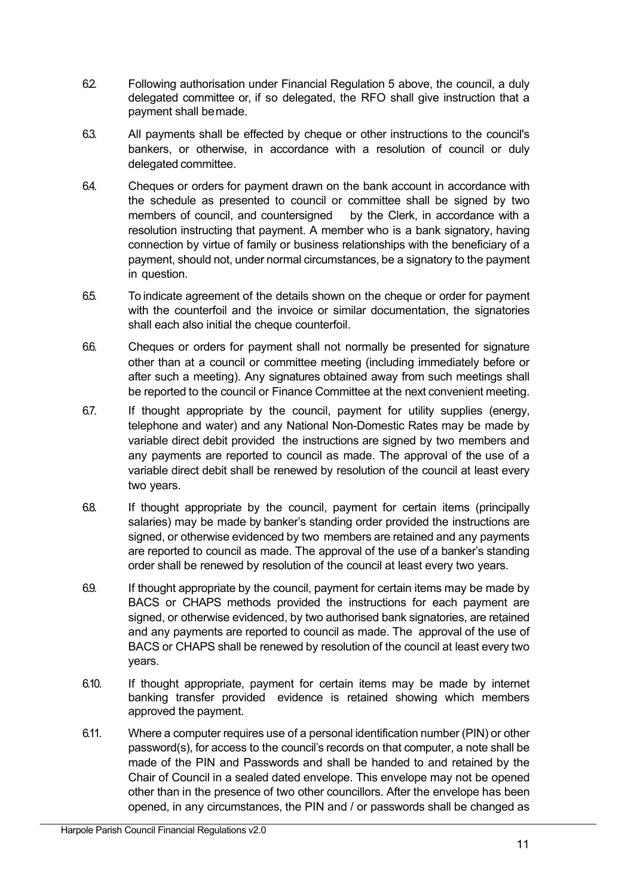6.2. Following authorisation under Financial Regulation 5 above, the council, a duly delegated committee or, if so delegated, the RFO shall give instruction that a payment shall be made.

6.3. All payments shall be effected by cheque or other instructions to the council's bankers, or otherwise, in accordance with a resolution of council or duly delegated committee.

6.4. Cheques or orders for payment drawn on the bank account in accordance with the schedule as presented to council or committee shall be signed by two members of council, and countersigned by the Clerk, in accordance with a resolution instructing that payment. A member who is a bank signatory, having connection by virtue of family or business relationships with the beneficiary of a payment, should not, under normal circumstances, be a signatory to the payment in question.

6.5. To indicate agreement of the details shown on the cheque or order for payment with the counterfoil and the invoice or similar documentation, the signatories shall each also initial the cheque counterfoil.

6.6. Cheques or orders for payment shall not normally be presented for signature other than at a council or committee meeting (including immediately before or after such a meeting). Any signatures obtained away from such meetings shall be reported to the council or Finance Committee at the next convenient meeting.

6.7. If thought appropriate by the council, payment for utility supplies (energy, telephone and water) and any National Non-Domestic Rates may be made by variable direct debit provided the instructions are signed by two members and any payments are reported to council as made. The approval of the use of a variable direct debit shall be renewed by resolution of the council at least every two years.

6.8. If thought appropriate by the council, payment for certain items (principally salaries) may be made by banker's standing order provided the instructions are signed, or otherwise evidenced by two members are retained and any payments are reported to council as made. The approval of the use of a banker's standing order shall be renewed by resolution of the council at least every two years.

6.9. If thought appropriate by the council, payment for certain items may be made by BACS or CHAPS methods provided the instructions for each payment are signed, or otherwise evidenced, by two authorised bank signatories, are retained and any payments are reported to council as made. The approval of the use of BACS or CHAPS shall be renewed by resolution of the council at least every two years.

6.10. If thought appropriate, payment for certain items may be made by internet banking transfer provided evidence is retained showing which members approved the payment.

6.11. Where a computer requires use of a personal identification number (PIN) or other password(s), for access to the council's records on that computer, a note shall be made of the PIN and Passwords and shall be handed to and retained by the Chair of Council in a sealed dated envelope. This envelope may not be opened other than in the presence of two other councillors. After the envelope has been opened, in any circumstances, the PIN and / or passwords shall be changed as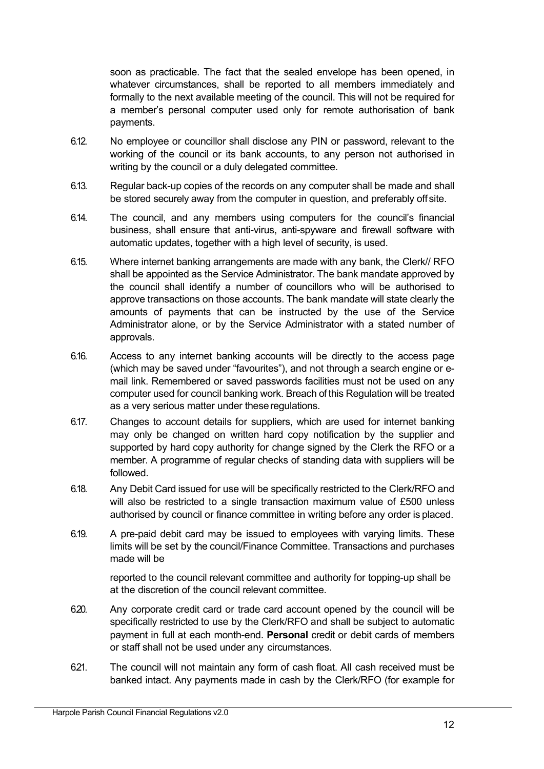soon as practicable. The fact that the sealed envelope has been opened, in whatever circumstances, shall be reported to all members immediately and formally to the next available meeting of the council. This will not be required for a member's personal computer used only for remote authorisation of bank payments.

6.12. No employee or councillor shall disclose any PIN or password, relevant to the working of the council or its bank accounts, to any person not authorised in writing by the council or a duly delegated committee.

6.13. Regular back-up copies of the records on any computer shall be made and shall be stored securely away from the computer in question, and preferably off site.

6.14. The council, and any members using computers for the council's financial business, shall ensure that anti-virus, anti-spyware and firewall software with automatic updates, together with a high level of security, is used.

6.15. Where internet banking arrangements are made with any bank, the Clerk// RFO shall be appointed as the Service Administrator. The bank mandate approved by the council shall identify a number of councillors who will be authorised to approve transactions on those accounts. The bank mandate will state clearly the amounts of payments that can be instructed by the use of the Service Administrator alone, or by the Service Administrator with a stated number of approvals.

6.16. Access to any internet banking accounts will be directly to the access page (which may be saved under "favourites"), and not through a search engine or e-mail link. Remembered or saved passwords facilities must not be used on any computer used for council banking work. Breach of this Regulation will be treated as a very serious matter under these regulations.

6.17. Changes to account details for suppliers, which are used for internet banking may only be changed on written hard copy notification by the supplier and supported by hard copy authority for change signed by the Clerk the RFO or a member. A programme of regular checks of standing data with suppliers will be followed.

6.18. Any Debit Card issued for use will be specifically restricted to the Clerk/RFO and will also be restricted to a single transaction maximum value of £500 unless authorised by council or finance committee in writing before any order is placed.

6.19. A pre-paid debit card may be issued to employees with varying limits. These limits will be set by the council/Finance Committee. Transactions and purchases made will be

reported to the council relevant committee and authority for topping-up shall be at the discretion of the council relevant committee.

6.20. Any corporate credit card or trade card account opened by the council will be specifically restricted to use by the Clerk/RFO and shall be subject to automatic payment in full at each month-end. **Personal** credit or debit cards of members or staff shall not be used under any circumstances.

6.21. The council will not maintain any form of cash float. All cash received must be banked intact. Any payments made in cash by the Clerk/RFO (for example for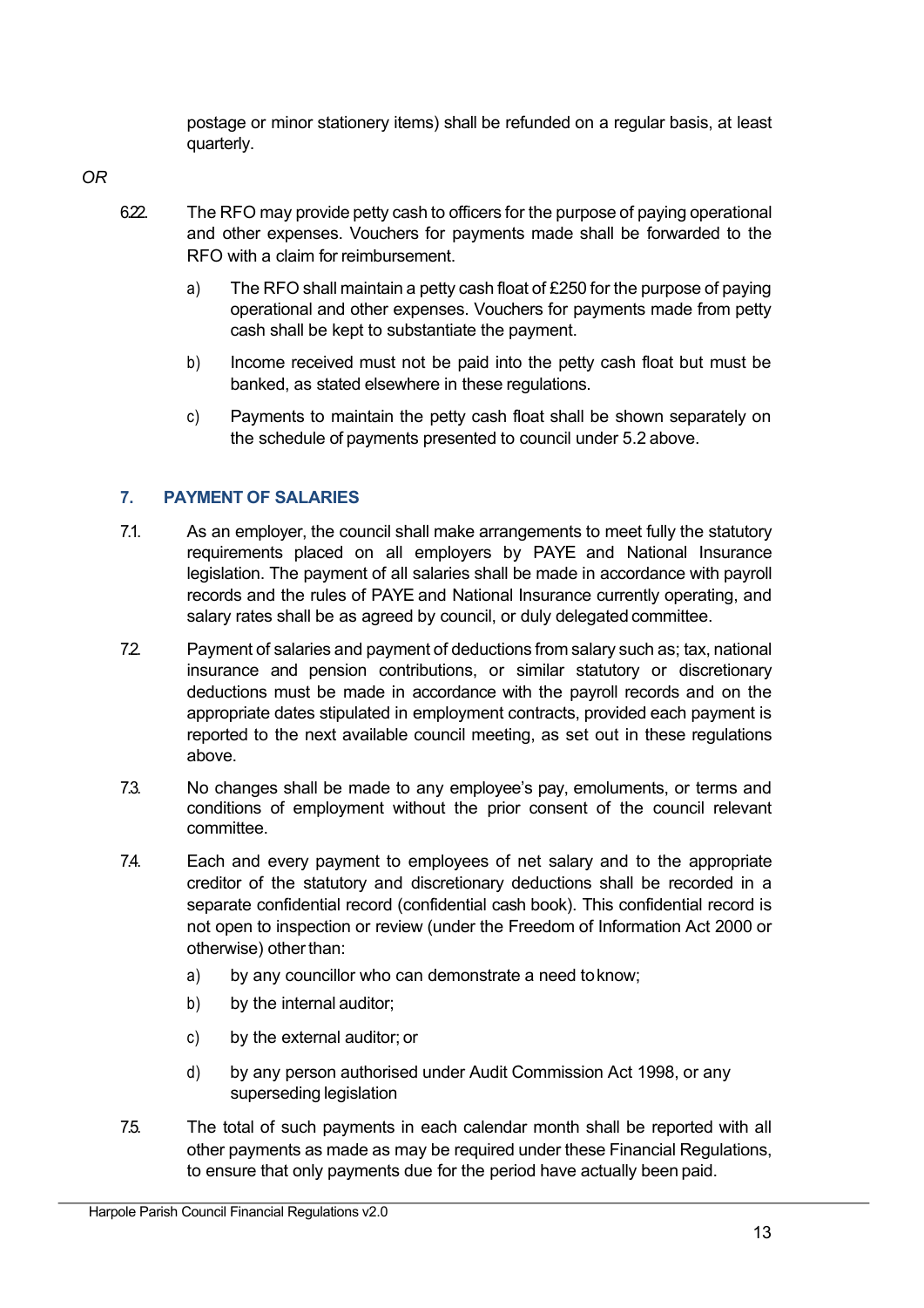postage or minor stationery items) shall be refunded on a regular basis, at least quarterly.

*OR*

6.22. The RFO may provide petty cash to officers for the purpose of paying operational and other expenses. Vouchers for payments made shall be forwarded to the RFO with a claim for reimbursement.

a) The RFO shall maintain a petty cash float of £250 for the purpose of paying operational and other expenses. Vouchers for payments made from petty cash shall be kept to substantiate the payment.

b) Income received must not be paid into the petty cash float but must be banked, as stated elsewhere in these regulations.

c) Payments to maintain the petty cash float shall be shown separately on the schedule of payments presented to council under 5.2 above.

## 7. PAYMENT OF SALARIES

7.1. As an employer, the council shall make arrangements to meet fully the statutory requirements placed on all employers by PAYE and National Insurance legislation. The payment of all salaries shall be made in accordance with payroll records and the rules of PAYE and National Insurance currently operating, and salary rates shall be as agreed by council, or duly delegated committee.

7.2. Payment of salaries and payment of deductions from salary such as; tax, national insurance and pension contributions, or similar statutory or discretionary deductions must be made in accordance with the payroll records and on the appropriate dates stipulated in employment contracts, provided each payment is reported to the next available council meeting, as set out in these regulations above.

7.3. No changes shall be made to any employee's pay, emoluments, or terms and conditions of employment without the prior consent of the council relevant committee.

7.4. Each and every payment to employees of net salary and to the appropriate creditor of the statutory and discretionary deductions shall be recorded in a separate confidential record (confidential cash book). This confidential record is not open to inspection or review (under the Freedom of Information Act 2000 or otherwise) other than:

a) by any councillor who can demonstrate a need to know;

b) by the internal auditor;

c) by the external auditor; or

d) by any person authorised under Audit Commission Act 1998, or any superseding legislation

7.5. The total of such payments in each calendar month shall be reported with all other payments as made as may be required under these Financial Regulations, to ensure that only payments due for the period have actually been paid.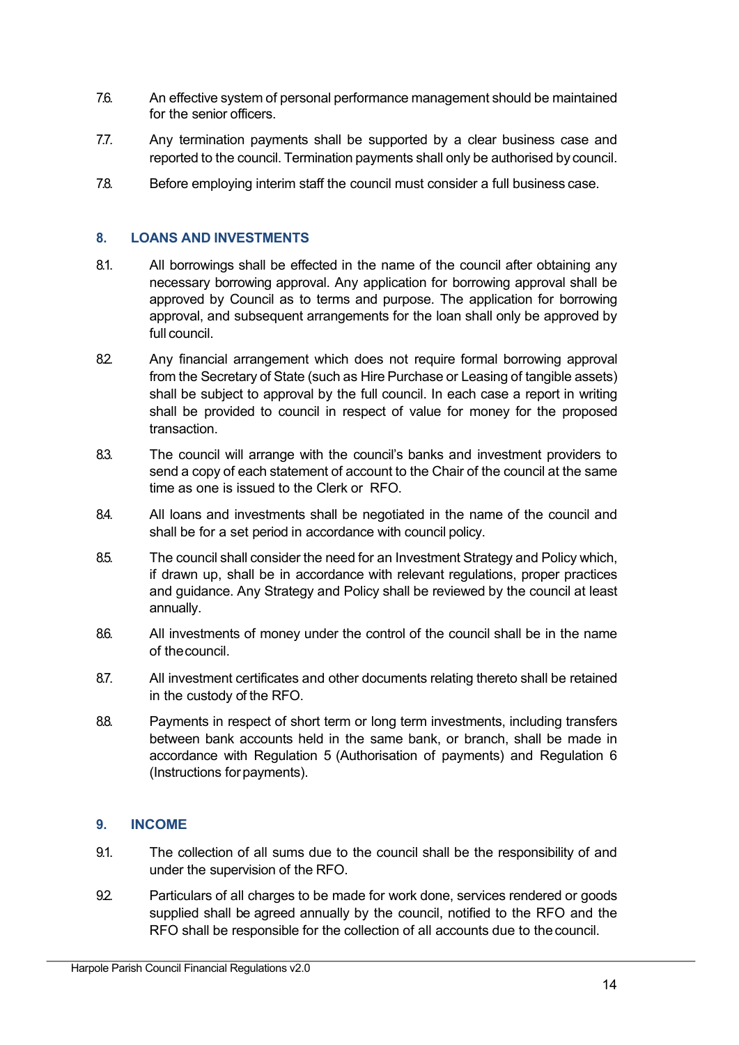7.6. An effective system of personal performance management should be maintained for the senior officers.

7.7. Any termination payments shall be supported by a clear business case and reported to the council. Termination payments shall only be authorised by council.

7.8. Before employing interim staff the council must consider a full business case.

## 8. LOANS AND INVESTMENTS

8.1. All borrowings shall be effected in the name of the council after obtaining any necessary borrowing approval. Any application for borrowing approval shall be approved by Council as to terms and purpose. The application for borrowing approval, and subsequent arrangements for the loan shall only be approved by full council.

8.2. Any financial arrangement which does not require formal borrowing approval from the Secretary of State (such as Hire Purchase or Leasing of tangible assets) shall be subject to approval by the full council. In each case a report in writing shall be provided to council in respect of value for money for the proposed transaction.

8.3. The council will arrange with the council's banks and investment providers to send a copy of each statement of account to the Chair of the council at the same time as one is issued to the Clerk or RFO.

8.4. All loans and investments shall be negotiated in the name of the council and shall be for a set period in accordance with council policy.

8.5. The council shall consider the need for an Investment Strategy and Policy which, if drawn up, shall be in accordance with relevant regulations, proper practices and guidance. Any Strategy and Policy shall be reviewed by the council at least annually.

8.6. All investments of money under the control of the council shall be in the name of the council.

8.7. All investment certificates and other documents relating thereto shall be retained in the custody of the RFO.

8.8. Payments in respect of short term or long term investments, including transfers between bank accounts held in the same bank, or branch, shall be made in accordance with Regulation 5 (Authorisation of payments) and Regulation 6 (Instructions for payments).

## 9. INCOME

9.1. The collection of all sums due to the council shall be the responsibility of and under the supervision of the RFO.

9.2. Particulars of all charges to be made for work done, services rendered or goods supplied shall be agreed annually by the council, notified to the RFO and the RFO shall be responsible for the collection of all accounts due to the council.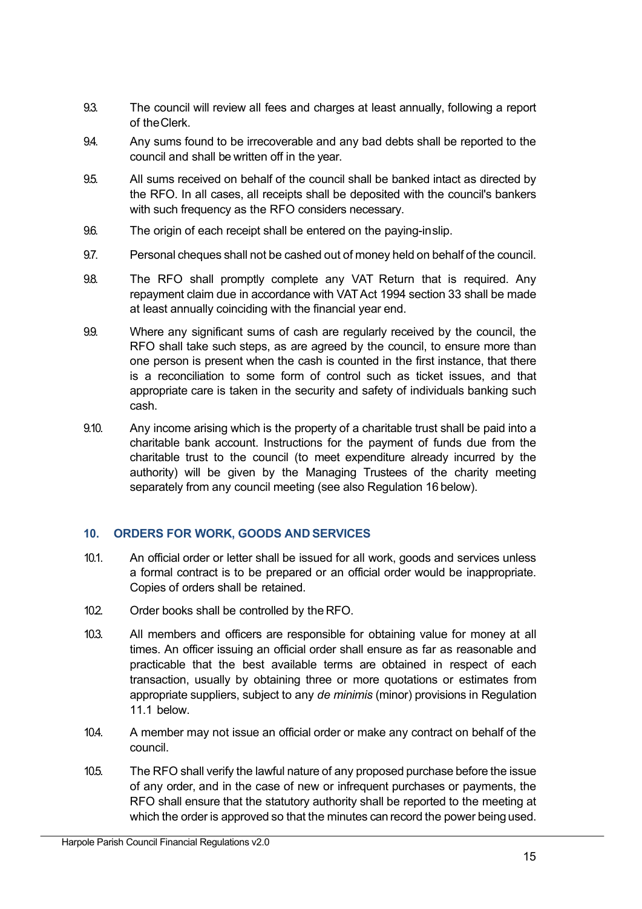9.3. The council will review all fees and charges at least annually, following a report of the Clerk.

9.4. Any sums found to be irrecoverable and any bad debts shall be reported to the council and shall be written off in the year.

9.5. All sums received on behalf of the council shall be banked intact as directed by the RFO. In all cases, all receipts shall be deposited with the council's bankers with such frequency as the RFO considers necessary.

9.6. The origin of each receipt shall be entered on the paying-in slip.

9.7. Personal cheques shall not be cashed out of money held on behalf of the council.

9.8. The RFO shall promptly complete any VAT Return that is required. Any repayment claim due in accordance with VAT Act 1994 section 33 shall be made at least annually coinciding with the financial year end.

9.9. Where any significant sums of cash are regularly received by the council, the RFO shall take such steps, as are agreed by the council, to ensure more than one person is present when the cash is counted in the first instance, that there is a reconciliation to some form of control such as ticket issues, and that appropriate care is taken in the security and safety of individuals banking such cash.

9.10. Any income arising which is the property of a charitable trust shall be paid into a charitable bank account. Instructions for the payment of funds due from the charitable trust to the council (to meet expenditure already incurred by the authority) will be given by the Managing Trustees of the charity meeting separately from any council meeting (see also Regulation 16 below).

## 10. ORDERS FOR WORK, GOODS AND SERVICES

10.1. An official order or letter shall be issued for all work, goods and services unless a formal contract is to be prepared or an official order would be inappropriate. Copies of orders shall be retained.

10.2. Order books shall be controlled by the RFO.

10.3. All members and officers are responsible for obtaining value for money at all times. An officer issuing an official order shall ensure as far as reasonable and practicable that the best available terms are obtained in respect of each transaction, usually by obtaining three or more quotations or estimates from appropriate suppliers, subject to any *de minimis* (minor) provisions in Regulation 11.1 below.

10.4. A member may not issue an official order or make any contract on behalf of the council.

10.5. The RFO shall verify the lawful nature of any proposed purchase before the issue of any order, and in the case of new or infrequent purchases or payments, the RFO shall ensure that the statutory authority shall be reported to the meeting at which the order is approved so that the minutes can record the power being used.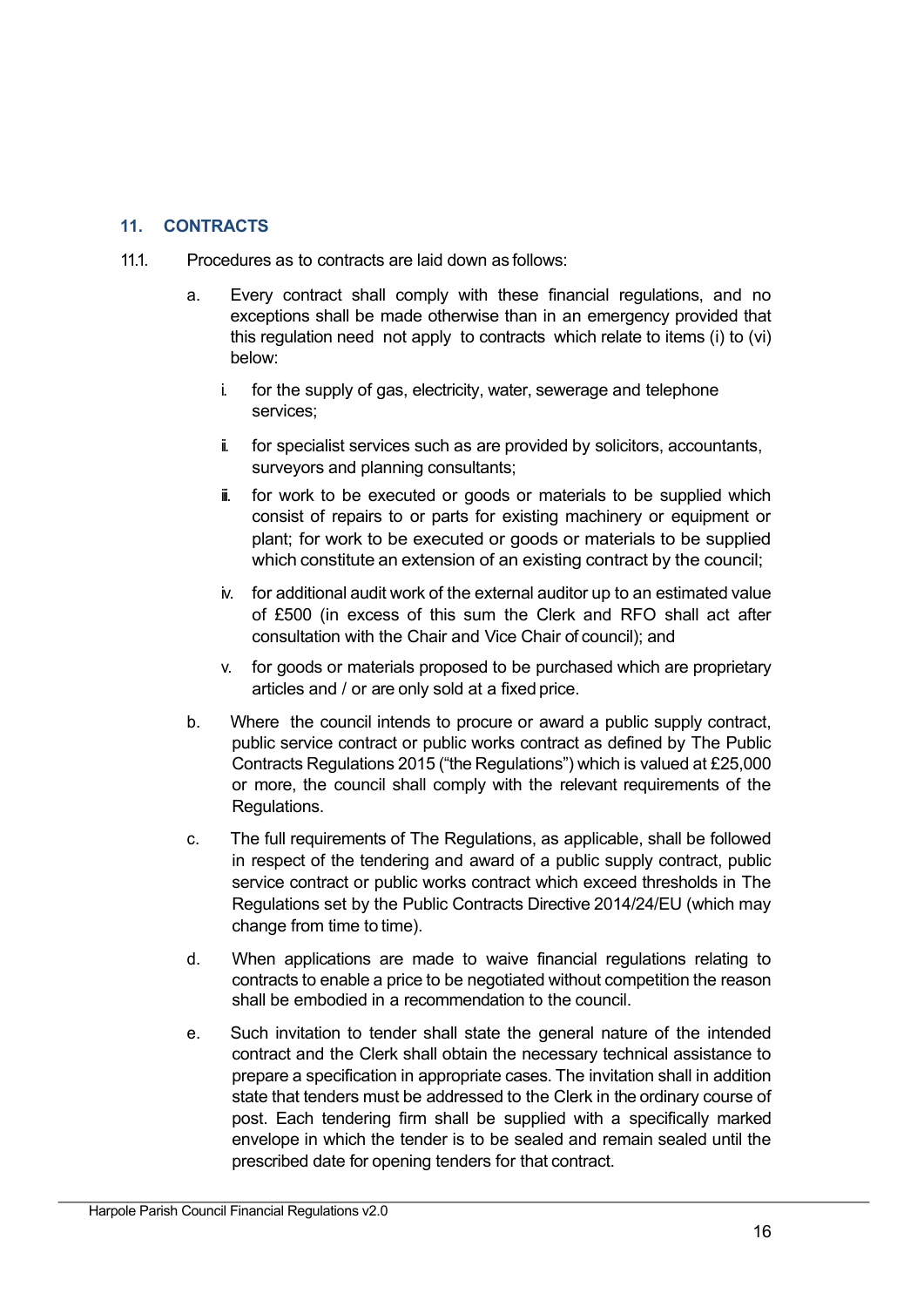## 11. CONTRACTS

11.1. Procedures as to contracts are laid down as follows:

a. Every contract shall comply with these financial regulations, and no exceptions shall be made otherwise than in an emergency provided that this regulation need not apply to contracts which relate to items (i) to (vi) below:

   i. for the supply of gas, electricity, water, sewerage and telephone services;

   ii. for specialist services such as are provided by solicitors, accountants, surveyors and planning consultants;

   iii. for work to be executed or goods or materials to be supplied which consist of repairs to or parts for existing machinery or equipment or plant; for work to be executed or goods or materials to be supplied which constitute an extension of an existing contract by the council;

   iv. for additional audit work of the external auditor up to an estimated value of £500 (in excess of this sum the Clerk and RFO shall act after consultation with the Chair and Vice Chair of council); and

   v. for goods or materials proposed to be purchased which are proprietary articles and / or are only sold at a fixed price.

b. Where the council intends to procure or award a public supply contract, public service contract or public works contract as defined by The Public Contracts Regulations 2015 ("the Regulations") which is valued at £25,000 or more, the council shall comply with the relevant requirements of the Regulations.

c. The full requirements of The Regulations, as applicable, shall be followed in respect of the tendering and award of a public supply contract, public service contract or public works contract which exceed thresholds in The Regulations set by the Public Contracts Directive 2014/24/EU (which may change from time to time).

d. When applications are made to waive financial regulations relating to contracts to enable a price to be negotiated without competition the reason shall be embodied in a recommendation to the council.

e. Such invitation to tender shall state the general nature of the intended contract and the Clerk shall obtain the necessary technical assistance to prepare a specification in appropriate cases. The invitation shall in addition state that tenders must be addressed to the Clerk in the ordinary course of post. Each tendering firm shall be supplied with a specifically marked envelope in which the tender is to be sealed and remain sealed until the prescribed date for opening tenders for that contract.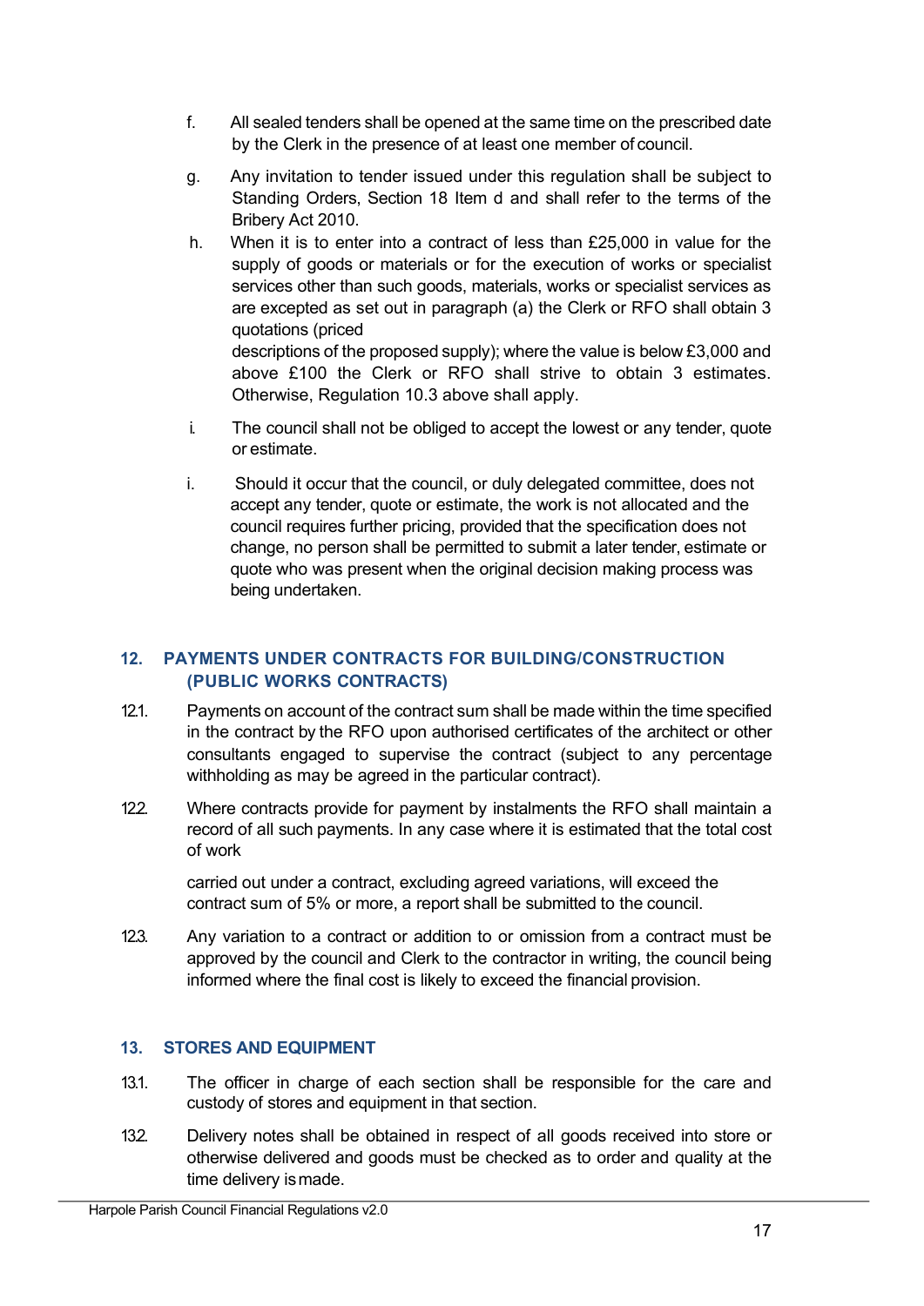f. All sealed tenders shall be opened at the same time on the prescribed date by the Clerk in the presence of at least one member of council.

g. Any invitation to tender issued under this regulation shall be subject to Standing Orders, Section 18 Item d and shall refer to the terms of the Bribery Act 2010.

h. When it is to enter into a contract of less than £25,000 in value for the supply of goods or materials or for the execution of works or specialist services other than such goods, materials, works or specialist services as are excepted as set out in paragraph (a) the Clerk or RFO shall obtain 3 quotations (priced descriptions of the proposed supply); where the value is below £3,000 and above £100 the Clerk or RFO shall strive to obtain 3 estimates. Otherwise, Regulation 10.3 above shall apply.

i. The council shall not be obliged to accept the lowest or any tender, quote or estimate.

i. Should it occur that the council, or duly delegated committee, does not accept any tender, quote or estimate, the work is not allocated and the council requires further pricing, provided that the specification does not change, no person shall be permitted to submit a later tender, estimate or quote who was present when the original decision making process was being undertaken.

## 12. PAYMENTS UNDER CONTRACTS FOR BUILDING/CONSTRUCTION (PUBLIC WORKS CONTRACTS)

12.1. Payments on account of the contract sum shall be made within the time specified in the contract by the RFO upon authorised certificates of the architect or other consultants engaged to supervise the contract (subject to any percentage withholding as may be agreed in the particular contract).

12.2. Where contracts provide for payment by instalments the RFO shall maintain a record of all such payments. In any case where it is estimated that the total cost of work carried out under a contract, excluding agreed variations, will exceed the contract sum of 5% or more, a report shall be submitted to the council.

12.3. Any variation to a contract or addition to or omission from a contract must be approved by the council and Clerk to the contractor in writing, the council being informed where the final cost is likely to exceed the financial provision.

## 13. STORES AND EQUIPMENT

13.1. The officer in charge of each section shall be responsible for the care and custody of stores and equipment in that section.

13.2. Delivery notes shall be obtained in respect of all goods received into store or otherwise delivered and goods must be checked as to order and quality at the time delivery is made.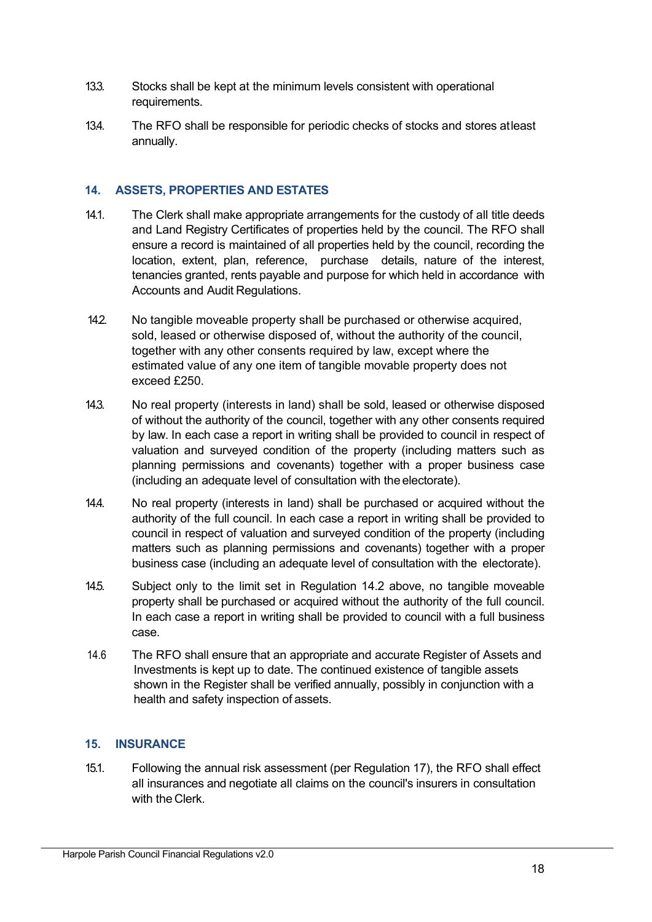13.3. Stocks shall be kept at the minimum levels consistent with operational requirements.

13.4. The RFO shall be responsible for periodic checks of stocks and stores atleast annually.

## 14. ASSETS, PROPERTIES AND ESTATES

14.1. The Clerk shall make appropriate arrangements for the custody of all title deeds and Land Registry Certificates of properties held by the council. The RFO shall ensure a record is maintained of all properties held by the council, recording the location, extent, plan, reference, purchase details, nature of the interest, tenancies granted, rents payable and purpose for which held in accordance with Accounts and Audit Regulations.

14.2. No tangible moveable property shall be purchased or otherwise acquired, sold, leased or otherwise disposed of, without the authority of the council, together with any other consents required by law, except where the estimated value of any one item of tangible movable property does not exceed £250.

14.3. No real property (interests in land) shall be sold, leased or otherwise disposed of without the authority of the council, together with any other consents required by law. In each case a report in writing shall be provided to council in respect of valuation and surveyed condition of the property (including matters such as planning permissions and covenants) together with a proper business case (including an adequate level of consultation with the electorate).

14.4. No real property (interests in land) shall be purchased or acquired without the authority of the full council. In each case a report in writing shall be provided to council in respect of valuation and surveyed condition of the property (including matters such as planning permissions and covenants) together with a proper business case (including an adequate level of consultation with the electorate).

14.5. Subject only to the limit set in Regulation 14.2 above, no tangible moveable property shall be purchased or acquired without the authority of the full council. In each case a report in writing shall be provided to council with a full business case.

14.6 The RFO shall ensure that an appropriate and accurate Register of Assets and Investments is kept up to date. The continued existence of tangible assets shown in the Register shall be verified annually, possibly in conjunction with a health and safety inspection of assets.

## 15. INSURANCE

15.1. Following the annual risk assessment (per Regulation 17), the RFO shall effect all insurances and negotiate all claims on the council's insurers in consultation with the Clerk.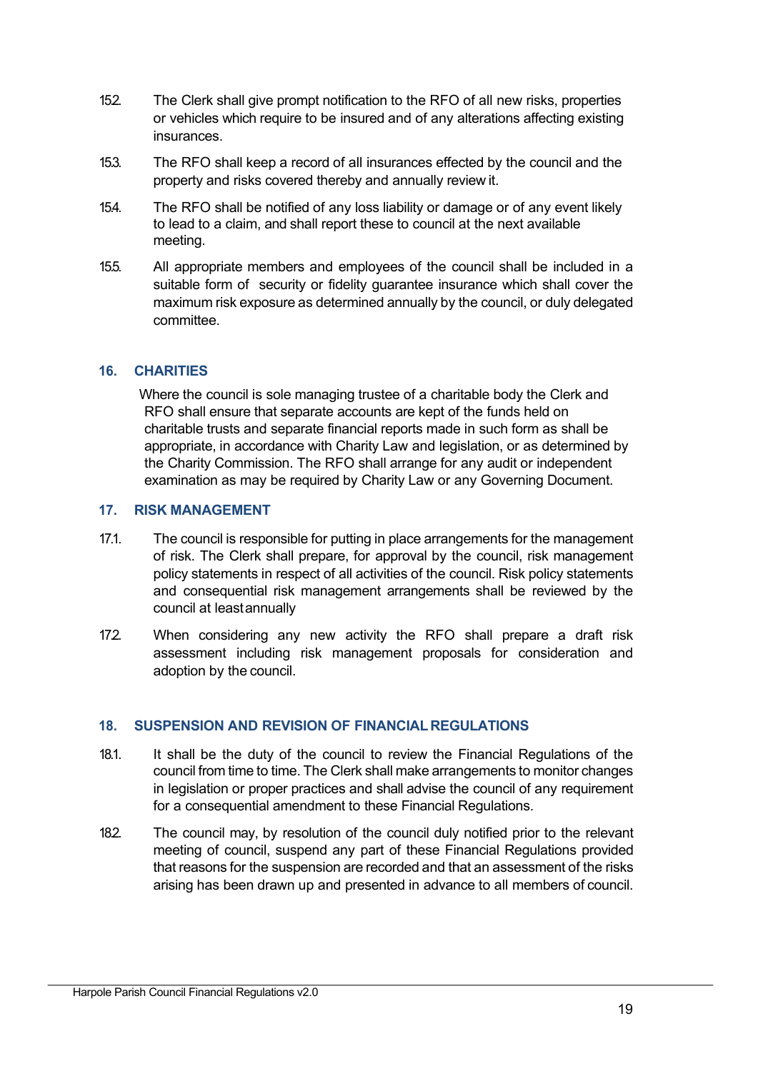15.2. The Clerk shall give prompt notification to the RFO of all new risks, properties or vehicles which require to be insured and of any alterations affecting existing insurances.

15.3. The RFO shall keep a record of all insurances effected by the council and the property and risks covered thereby and annually review it.

15.4. The RFO shall be notified of any loss liability or damage or of any event likely to lead to a claim, and shall report these to council at the next available meeting.

15.5. All appropriate members and employees of the council shall be included in a suitable form of security or fidelity guarantee insurance which shall cover the maximum risk exposure as determined annually by the council, or duly delegated committee.

## 16. CHARITIES

Where the council is sole managing trustee of a charitable body the Clerk and RFO shall ensure that separate accounts are kept of the funds held on charitable trusts and separate financial reports made in such form as shall be appropriate, in accordance with Charity Law and legislation, or as determined by the Charity Commission. The RFO shall arrange for any audit or independent examination as may be required by Charity Law or any Governing Document.

## 17. RISK MANAGEMENT

17.1. The council is responsible for putting in place arrangements for the management of risk. The Clerk shall prepare, for approval by the council, risk management policy statements in respect of all activities of the council. Risk policy statements and consequential risk management arrangements shall be reviewed by the council at least annually

17.2. When considering any new activity the RFO shall prepare a draft risk assessment including risk management proposals for consideration and adoption by the council.

## 18. SUSPENSION AND REVISION OF FINANCIAL REGULATIONS

18.1. It shall be the duty of the council to review the Financial Regulations of the council from time to time. The Clerk shall make arrangements to monitor changes in legislation or proper practices and shall advise the council of any requirement for a consequential amendment to these Financial Regulations.

18.2. The council may, by resolution of the council duly notified prior to the relevant meeting of council, suspend any part of these Financial Regulations provided that reasons for the suspension are recorded and that an assessment of the risks arising has been drawn up and presented in advance to all members of council.